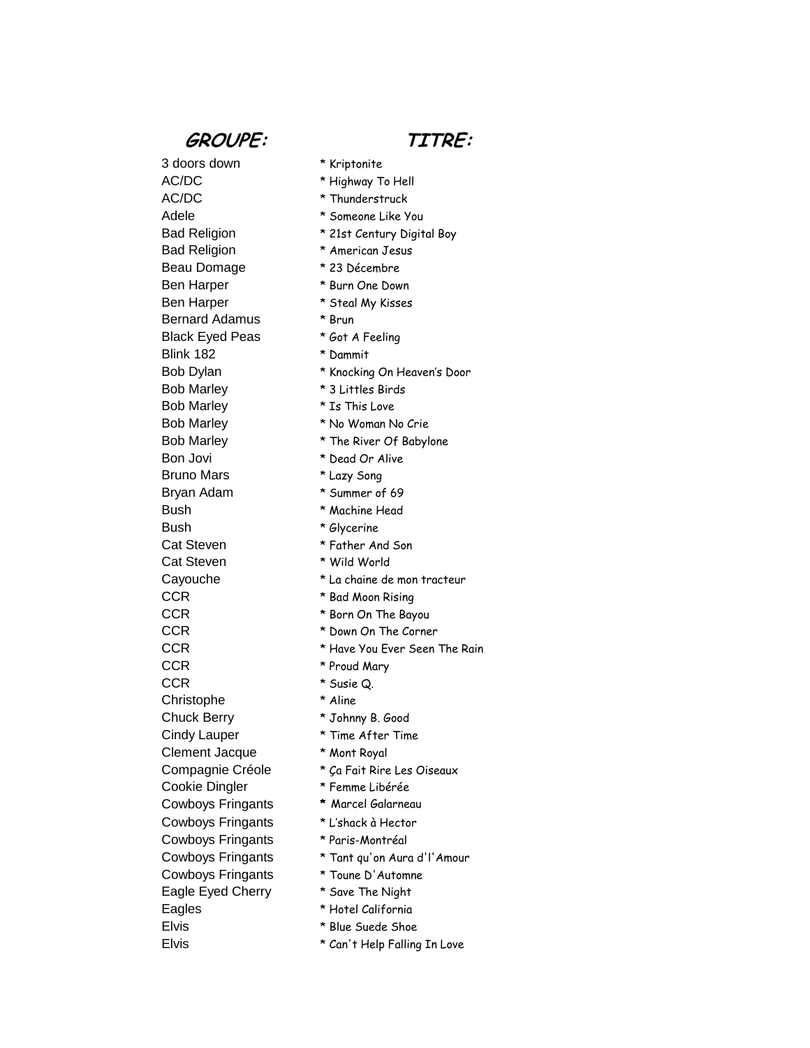| GROUPE: | TITRE: |
|---|---|
| 3 doors down | * Kriptonite |
| AC/DC | * Highway To Hell |
| AC/DC | * Thunderstruck |
| Adele | * Someone Like You |
| Bad Religion | * 21st Century Digital Boy |
| Bad Religion | * American Jesus |
| Beau Domage | * 23 Décembre |
| Ben Harper | * Burn One Down |
| Ben Harper | * Steal My Kisses |
| Bernard Adamus | * Brun |
| Black Eyed Peas | * Got A Feeling |
| Blink 182 | * Dammit |
| Bob Dylan | * Knocking On Heaven's Door |
| Bob Marley | * 3 Littles Birds |
| Bob Marley | * Is This Love |
| Bob Marley | * No Woman No Crie |
| Bob Marley | * The River Of Babylone |
| Bon Jovi | * Dead Or Alive |
| Bruno Mars | * Lazy Song |
| Bryan Adam | * Summer of 69 |
| Bush | * Machine Head |
| Bush | * Glycerine |
| Cat Steven | * Father And Son |
| Cat Steven | * Wild World |
| Cayouche | * La chaine de mon tracteur |
| CCR | * Bad Moon Rising |
| CCR | * Born On The Bayou |
| CCR | * Down On The Corner |
| CCR | * Have You Ever Seen The Rain |
| CCR | * Proud Mary |
| CCR | * Susie Q. |
| Christophe | * Aline |
| Chuck Berry | * Johnny B. Good |
| Cindy Lauper | * Time After Time |
| Clement Jacque | * Mont Royal |
| Compagnie Créole | * Ça Fait Rire Les Oiseaux |
| Cookie Dingler | * Femme Libérée |
| Cowboys Fringants | * Marcel Galarneau |
| Cowboys Fringants | * L'shack à Hector |
| Cowboys Fringants | * Paris-Montréal |
| Cowboys Fringants | * Tant qu'on Aura d'l'Amour |
| Cowboys Fringants | * Toune D'Automne |
| Eagle Eyed Cherry | * Save The Night |
| Eagles | * Hotel California |
| Elvis | * Blue Suede Shoe |
| Elvis | * Can't Help Falling In Love |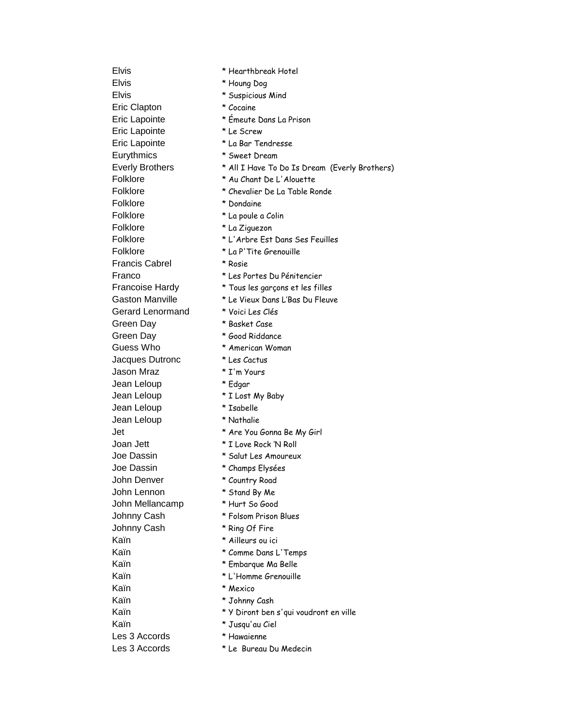| | |
|---|---|
| Elvis | * Hearthbreak Hotel |
| Elvis | * Houng Dog |
| Elvis | * Suspicious Mind |
| Eric Clapton | * Cocaine |
| Eric Lapointe | * Émeute Dans La Prison |
| Eric Lapointe | * Le Screw |
| Eric Lapointe | * La Bar Tendresse |
| Eurythmics | * Sweet Dream |
| Everly Brothers | * All I Have To Do Is Dream (Everly Brothers) |
| Folklore | * Au Chant De L'Alouette |
| Folklore | * Chevalier De La Table Ronde |
| Folklore | * Dondaine |
| Folklore | * La poule a Colin |
| Folklore | * La Ziguezon |
| Folklore | * L'Arbre Est Dans Ses Feuilles |
| Folklore | * La P'Tite Grenouille |
| Francis Cabrel | * Rosie |
| Franco | * Les Portes Du Pénitencier |
| Francoise Hardy | * Tous les garçons et les filles |
| Gaston Manville | * Le Vieux Dans L'Bas Du Fleuve |
| Gerard Lenormand | * Voici Les Clés |
| Green Day | * Basket Case |
| Green Day | * Good Riddance |
| Guess Who | * American Woman |
| Jacques Dutronc | * Les Cactus |
| Jason Mraz | * I'm Yours |
| Jean Leloup | * Edgar |
| Jean Leloup | * I Lost My Baby |
| Jean Leloup | * Isabelle |
| Jean Leloup | * Nathalie |
| Jet | * Are You Gonna Be My Girl |
| Joan Jett | * I Love Rock 'N Roll |
| Joe Dassin | * Salut Les Amoureux |
| Joe Dassin | * Champs Elysées |
| John Denver | * Country Road |
| John Lennon | * Stand By Me |
| John Mellancamp | * Hurt So Good |
| Johnny Cash | * Folsom Prison Blues |
| Johnny Cash | * Ring Of Fire |
| Kaïn | * Ailleurs ou ici |
| Kaïn | * Comme Dans L'Temps |
| Kaïn | * Embarque Ma Belle |
| Kaïn | * L'Homme Grenouille |
| Kaïn | * Mexico |
| Kaïn | * Johnny Cash |
| Kaïn | * Y Diront ben s'qui voudront en ville |
| Kaïn | * Jusqu'au Ciel |
| Les 3 Accords | * Hawaienne |
| Les 3 Accords | * Le Bureau Du Medecin |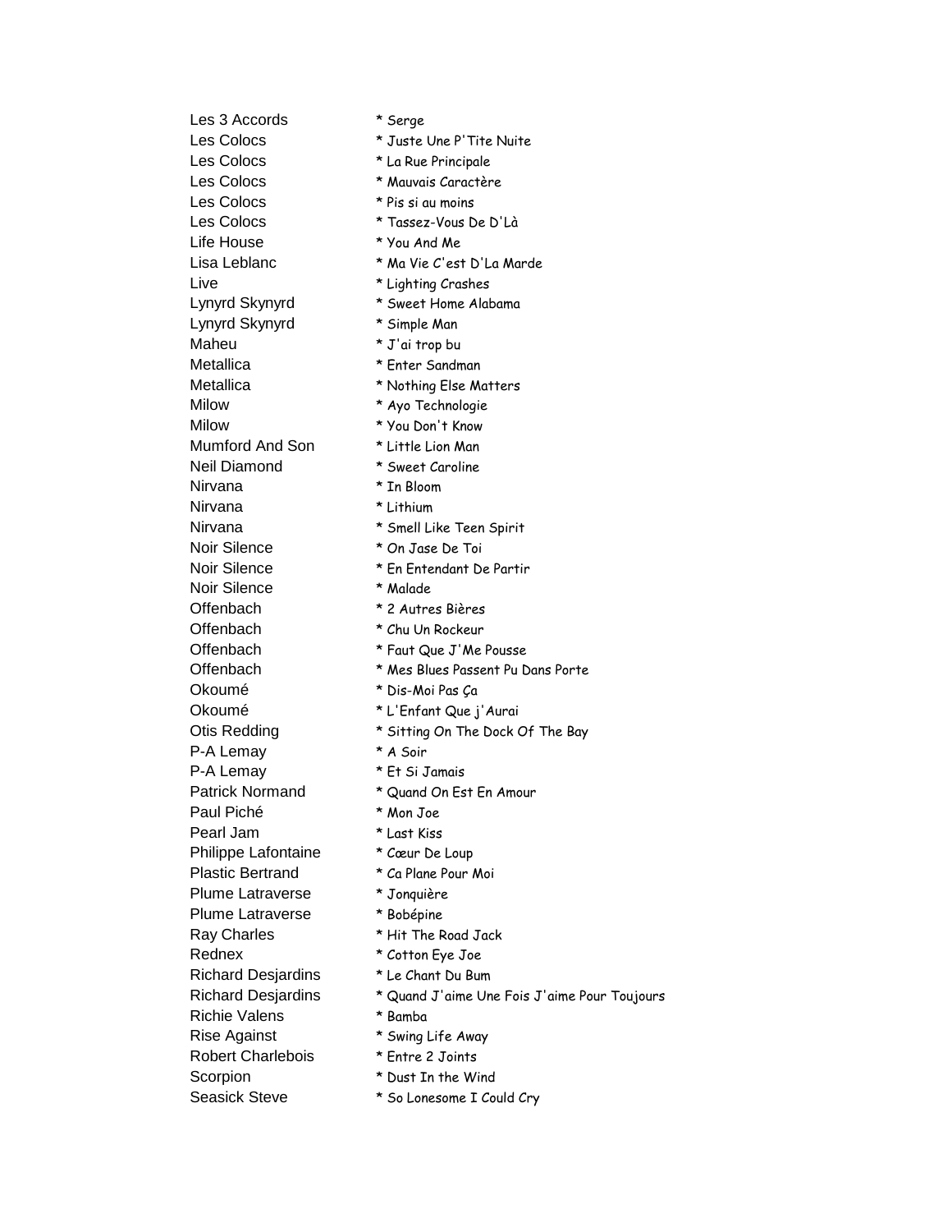| | |
|---|---|
| Les 3 Accords | * Serge |
| Les Colocs | * Juste Une P'Tite Nuite |
| Les Colocs | * La Rue Principale |
| Les Colocs | * Mauvais Caractère |
| Les Colocs | * Pis si au moins |
| Les Colocs | * Tassez-Vous De D'Là |
| Life House | * You And Me |
| Lisa Leblanc | * Ma Vie C'est D'La Marde |
| Live | * Lighting Crashes |
| Lynyrd Skynyrd | * Sweet Home Alabama |
| Lynyrd Skynyrd | * Simple Man |
| Maheu | * J'ai trop bu |
| Metallica | * Enter Sandman |
| Metallica | * Nothing Else Matters |
| Milow | * Ayo Technologie |
| Milow | * You Don't Know |
| Mumford And Son | * Little Lion Man |
| Neil Diamond | * Sweet Caroline |
| Nirvana | * In Bloom |
| Nirvana | * Lithium |
| Nirvana | * Smell Like Teen Spirit |
| Noir Silence | * On Jase De Toi |
| Noir Silence | * En Entendant De Partir |
| Noir Silence | * Malade |
| Offenbach | * 2 Autres Bières |
| Offenbach | * Chu Un Rockeur |
| Offenbach | * Faut Que J'Me Pousse |
| Offenbach | * Mes Blues Passent Pu Dans Porte |
| Okoumé | * Dis-Moi Pas Ça |
| Okoumé | * L'Enfant Que j'Aurai |
| Otis Redding | * Sitting On The Dock Of The Bay |
| P-A Lemay | * A Soir |
| P-A Lemay | * Et Si Jamais |
| Patrick Normand | * Quand On Est En Amour |
| Paul Piché | * Mon Joe |
| Pearl Jam | * Last Kiss |
| Philippe Lafontaine | * Cœur De Loup |
| Plastic Bertrand | * Ca Plane Pour Moi |
| Plume Latraverse | * Jonquière |
| Plume Latraverse | * Bobépine |
| Ray Charles | * Hit The Road Jack |
| Rednex | * Cotton Eye Joe |
| Richard Desjardins | * Le Chant Du Bum |
| Richard Desjardins | * Quand J'aime Une Fois J'aime Pour Toujours |
| Richie Valens | * Bamba |
| Rise Against | * Swing Life Away |
| Robert Charlebois | * Entre 2 Joints |
| Scorpion | * Dust In the Wind |
| Seasick Steve | * So Lonesome I Could Cry |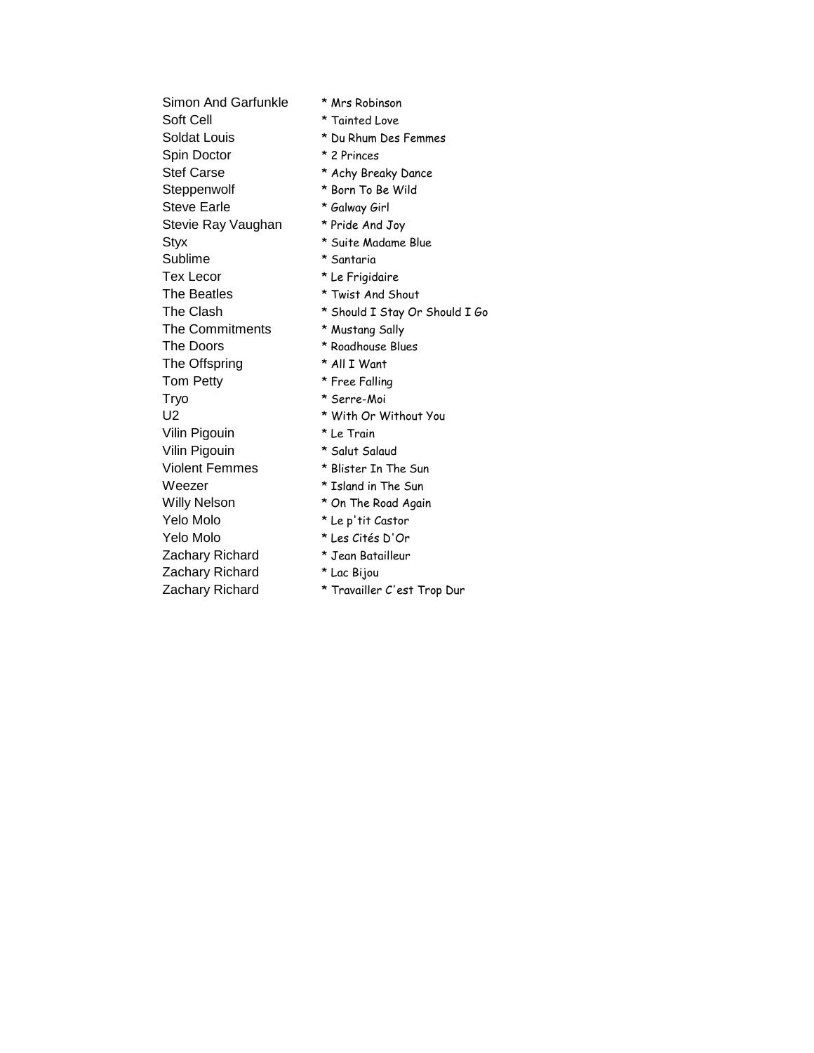| | |
|---|---|
| Simon And Garfunkle | * Mrs Robinson |
| Soft Cell | * Tainted Love |
| Soldat Louis | * Du Rhum Des Femmes |
| Spin Doctor | * 2 Princes |
| Stef Carse | * Achy Breaky Dance |
| Steppenwolf | * Born To Be Wild |
| Steve Earle | * Galway Girl |
| Stevie Ray Vaughan | * Pride And Joy |
| Styx | * Suite Madame Blue |
| Sublime | * Santaria |
| Tex Lecor | * Le Frigidaire |
| The Beatles | * Twist And Shout |
| The Clash | * Should I Stay Or Should I Go |
| The Commitments | * Mustang Sally |
| The Doors | * Roadhouse Blues |
| The Offspring | * All I Want |
| Tom Petty | * Free Falling |
| Tryo | * Serre-Moi |
| U2 | * With Or Without You |
| Vilin Pigouin | * Le Train |
| Vilin Pigouin | * Salut Salaud |
| Violent Femmes | * Blister In The Sun |
| Weezer | * Island in The Sun |
| Willy Nelson | * On The Road Again |
| Yelo Molo | * Le p'tit Castor |
| Yelo Molo | * Les Cités D'Or |
| Zachary Richard | * Jean Batailleur |
| Zachary Richard | * Lac Bijou |
| Zachary Richard | * Travailler C'est Trop Dur |